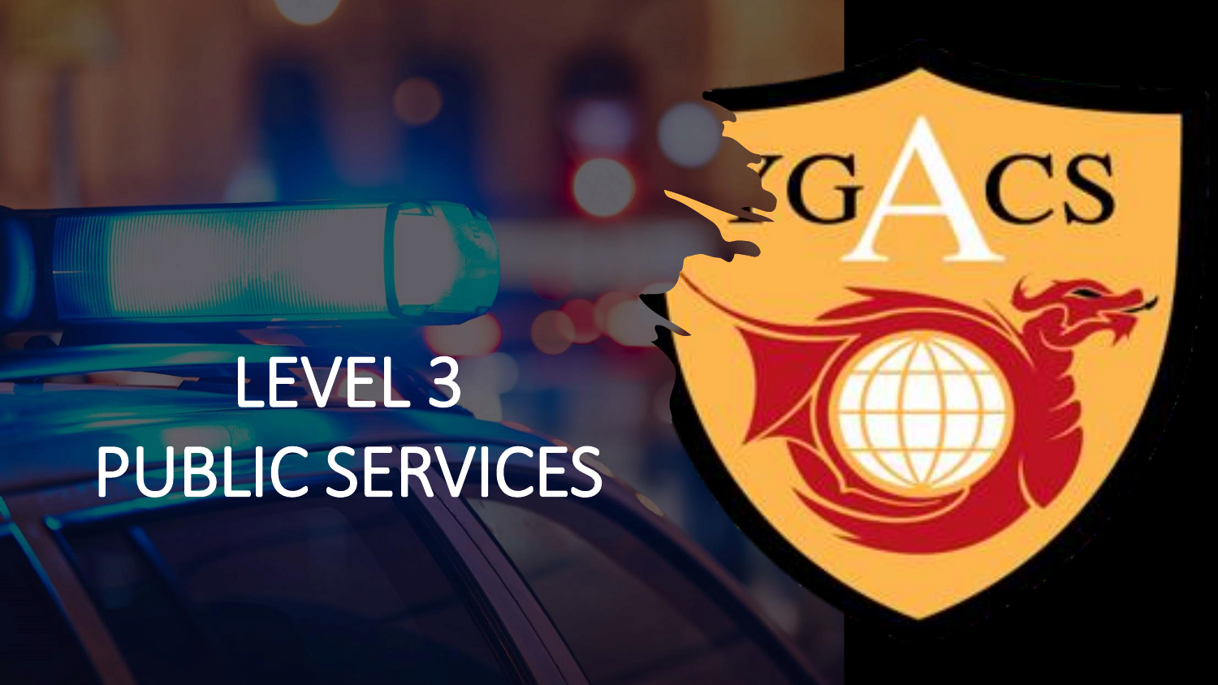# LEVEL 3 PUBLIC SERVICES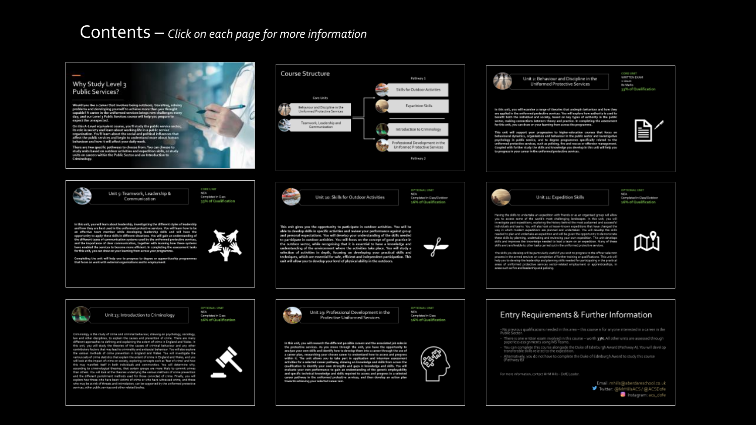# Contents – *Click on each page for more information*

## Why Study Level 3 Public Services?

Would you like a career that involves being outdoors, travelling, solving problems and developing yourself to achieve more than you thought capable? A career in the uniformed services brings new challenges every day, and our Level 3 Public Services course will help you prepare to expect the unexpected.

On this A-Level equivalent course, you'll study the public service sector, its role in society and learn about working life in a public service organization. You'll learn about the social and political influences that affect the public services and begin to understand more about human behaviour and how it will affect your daily work.

There are two specific pathways to choose from. You can choose to study units based on outdoor activities and expedition skills, or study units on careers within the Public Sector and an Introduction to Criminology.

## Course Structure

Core Units

- Behaviour and Discipline in the Uniformed Protective Services
- Teamwork, Leadership and Communication

Pathway 1

- Skills for Outdoor Activities
- Expedition Skills

Pathway 2

- Introduction to Criminology
- Professional Development in the Uniformed Protective Services

## Unit 2: Behaviour and Discipline in the Uniformed Protective Services

CORE UNIT
WRITTEN EXAM
2 Hours
80 Marks
33% of Qualification

In this unit, you will examine a range of theories that underpin behaviour and how they are applied in the uniformed protective services. You will explore how authority is used to benefit both the individual and society, based on key types of authority in the public sector, making connections between theory and practice. In completing the assessment for this unit, you can draw on your learning from across the programme.

This unit will support your progression to higher-education courses that focus on behavioural dynamics, organisation and behaviour in the public sector and investigative psychology in public service, and to degree programmes specifically related to the uniformed protective services, such as policing, fire and rescue or offender management. Coupled with further study the skills and knowledge you develop in this unit will help you to progress in your career in the uniformed protective services.

## Unit 5: Teamwork, Leadership & Communication

CORE UNIT
NEA
Completed in Class
33% of Qualification

In this unit, you will learn about leadership, investigating the different styles of leadership and how they are best used in the uniformed protective services. You will learn how to be an effective team member while developing leadership skills and will have the opportunity to apply these skills in different situations. You will gain an understanding of the different types of communication systems used by the uniformed protective services, and the importance of clear communication, together with learning how these systems have enabled the services to become more efficient. In completing the assessment tasks for this unit, you can draw on your learning from across your programme.

Completing the unit will help you to progress to degree or apprenticeship programmes that focus on work with external organisations and to employment.

## Unit 10: Skills for Outdoor Activities

OPTIONAL UNIT
NEA
Completed in Class/Outdoor
16% of Qualification

This unit gives you the opportunity to participate in outdoor activities. You will be able to develop skills in specific activities and review your performance against group and personal expectations. You will develop your understanding of the skills needed to participate in outdoor activities. You will focus on the concept of good practice in the outdoor sector, while recognising that it is essential to have a knowledge and understanding of the environment where the activities take place. You will study a selection of activities in depth, focusing on developing your practical skills and techniques, which are essential for safe, efficient and independent participation. This unit will allow you to develop your level of physical ability in the outdoors.

## Unit 11: Expedition Skills

OPTIONAL UNIT
NEA
Completed in Class/Outdoor
16% of Qualification

Having the skills to undertake an expedition with friends or as an organised group will allow you to access some of the world's most challenging landscapes. In this unit, you will investigate past expeditions, exploring the history behind the most acclaimed and successful individuals and teams. You will also look at lesser-known expeditions that have changed the way in which modern expeditions are planned and undertaken. You will develop the skills needed to plan and undertake an expedition and will be given the opportunity to demonstrate these skills by planning, undertaking and reviewing your own expedition. This unit develops skills and improves the knowledge needed to lead a team on an expedition. Many of these skills are transferable to other tasks carried out in the uniformed protective services.

The skills you develop will be particularly useful if you wish to progress to the officer selection process in the armed services on completion of further training or qualifications. This unit will help you to develop the leadership and planning skills needed for participating in the practical areas of uniformed protective services sector-related employment or apprenticeships, in areas such as fire and leadership and policing.

## Unit 13: Introduction to Criminology

OPTIONAL UNIT
NEA
Completed in Class
16% of Qualification

Criminology is the study of crime and criminal behaviour, drawing on psychology, sociology, law and other disciplines, to explain the causes and prevention of crime. There are many different approaches to defining and explaining the extent of crime in England and Wales. In this unit, you will study the theories of the causes of criminal behaviour and any other contributory factors that may lead to criminality and antisocial behaviour. You will also explore the various methods of crime prevention in England and Wales. You will investigate the various sets of crime statistics that explain the extent of crime in England and Wales, and you will look at the impact of crime on society, exploring concepts such as 'fear of crime' and how this may manifest itself in both individuals and communities. You will determine why, according to criminological theories, that certain groups are more likely to commit crimes than others. You will look at the theories underlying the various methods of crime prevention and the different punishment methods used for those convicted of crime. Finally, you will explore how those who have been victims of crime or who have witnessed crime, and those who may be at risk of threats and intimidation, can be supported by the uniformed protective services, other public services and other related bodies.

## Unit 19: Professional Development in the Protective Uniformed Services

OPTIONAL UNIT
NEA
Completed in Class
16% of Qualification

In this unit, you will research the different possible careers and the associated job roles in the protective services. As you move through the unit, you have the opportunity to analyze your own skills and identify how to develop them into a career through the use of a career plan, researching your chosen career to understand how to access and progress within it. The unit allows you to take part in application and interview assessment activities for a selected career pathway, drawing on knowledge and skills from across the qualification to identify your own strengths and gaps in knowledge and skills. You will evaluate your own performance to gain an understanding of the generic employability and specific technical knowledge and skills required to access and progress in a selected career pathway in the uniformed protective services, and then develop an action plan towards achieving your selected career aim.

## Entry Requirements & Further Information

- No previous qualifications needed in this area – this course is for anyone interested in a career in the Public Sector.
- There is one written exam involved in this course – worth 33%. All other units are assessed through paperless assignments using MS Teams.
- You can complete this course alongside the Duke of Edinburgh Award (Pathway A). You will develop transferable skills related to the expedition.
- Alternatively, you do not have to complete the Duke of Edinburgh Award to study this course (Pathway B)

For more information, contact Mr M Hills – DofE Leader.

Email: mhills@aberdareschool.co.uk
Twitter: @MrHillsACS / @ACSDofe
Instagram: acs_dofe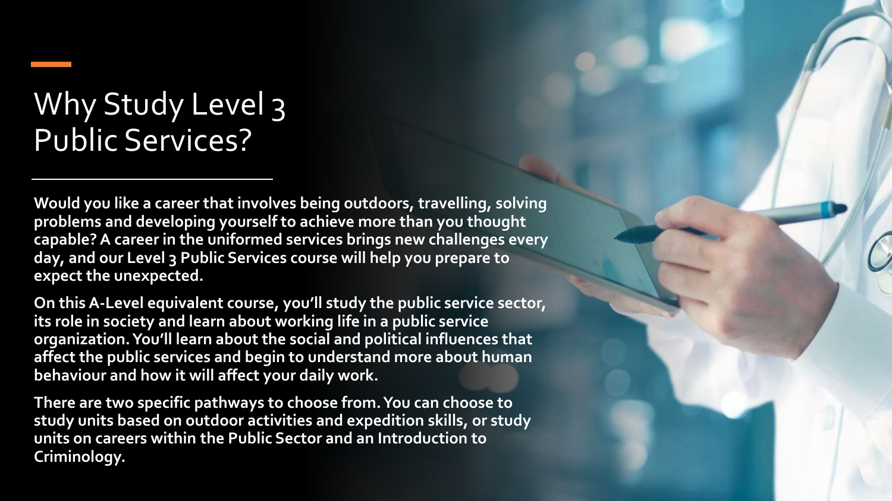# Why Study Level 3 Public Services?

**Would you like a career that involves being outdoors, travelling, solving problems and developing yourself to achieve more than you thought capable? A career in the uniformed services brings new challenges every day, and our Level 3 Public Services course will help you prepare to expect the unexpected.**

**On this A-Level equivalent course, you'll study the public service sector, its role in society and learn about working life in a public service organization. You'll learn about the social and political influences that affect the public services and begin to understand more about human behaviour and how it will affect your daily work.**

**There are two specific pathways to choose from. You can choose to study units based on outdoor activities and expedition skills, or study units on careers within the Public Sector and an Introduction to Criminology.**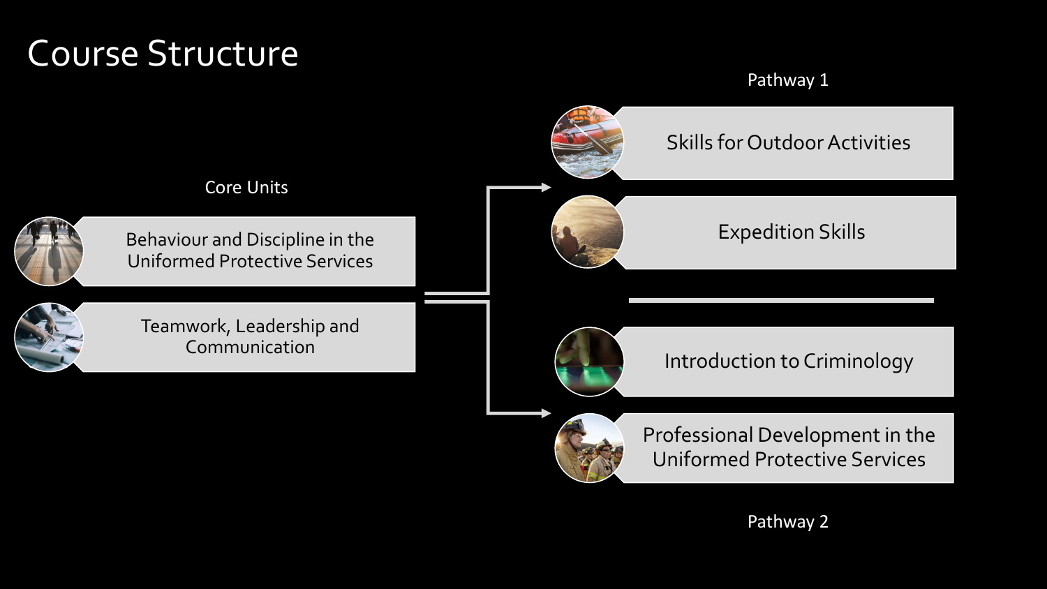# Course Structure

## Core Units

- Behaviour and Discipline in the Uniformed Protective Services
- Teamwork, Leadership and Communication

## Pathway 1

- Skills for Outdoor Activities
- Expedition Skills

## Pathway 2

- Introduction to Criminology
- Professional Development in the Uniformed Protective Services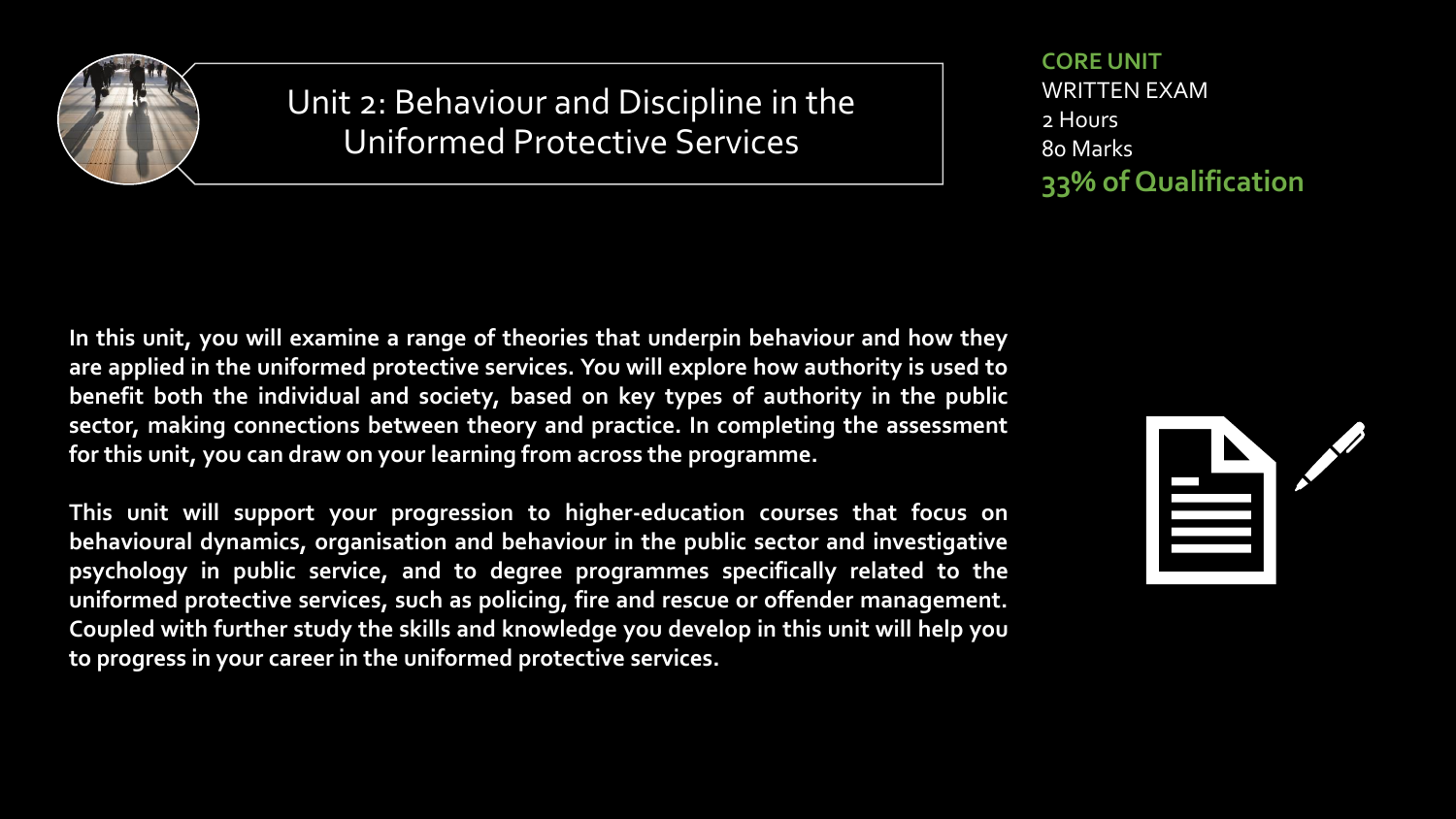# Unit 2: Behaviour and Discipline in the Uniformed Protective Services

**CORE UNIT**
WRITTEN EXAM
2 Hours
80 Marks
**33% of Qualification**

**In this unit, you will examine a range of theories that underpin behaviour and how they are applied in the uniformed protective services. You will explore how authority is used to benefit both the individual and society, based on key types of authority in the public sector, making connections between theory and practice. In completing the assessment for this unit, you can draw on your learning from across the programme.**

**This unit will support your progression to higher-education courses that focus on behavioural dynamics, organisation and behaviour in the public sector and investigative psychology in public service, and to degree programmes specifically related to the uniformed protective services, such as policing, fire and rescue or offender management. Coupled with further study the skills and knowledge you develop in this unit will help you to progress in your career in the uniformed protective services.**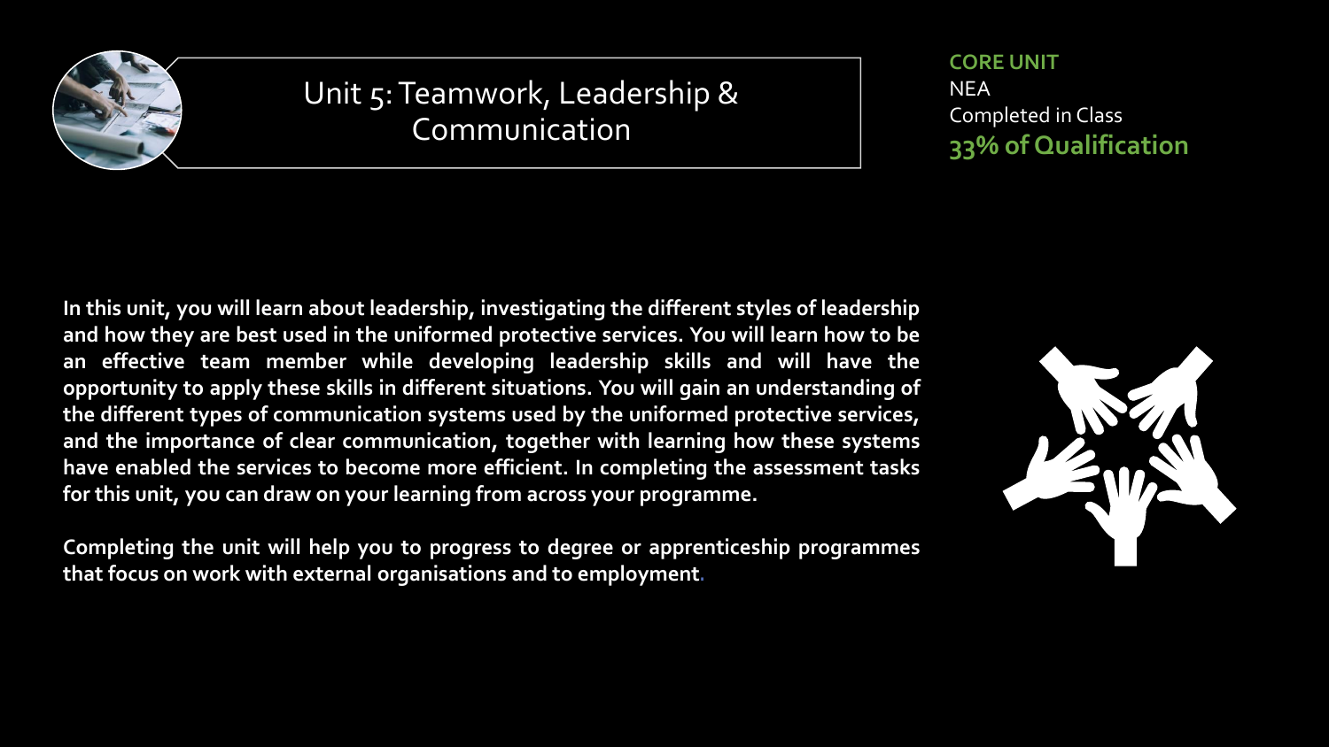# Unit 5: Teamwork, Leadership & Communication

**CORE UNIT**
NEA
Completed in Class
**33% of Qualification**

**In this unit, you will learn about leadership, investigating the different styles of leadership and how they are best used in the uniformed protective services. You will learn how to be an effective team member while developing leadership skills and will have the opportunity to apply these skills in different situations. You will gain an understanding of the different types of communication systems used by the uniformed protective services, and the importance of clear communication, together with learning how these systems have enabled the services to become more efficient. In completing the assessment tasks for this unit, you can draw on your learning from across your programme.**

**Completing the unit will help you to progress to degree or apprenticeship programmes that focus on work with external organisations and to employment.**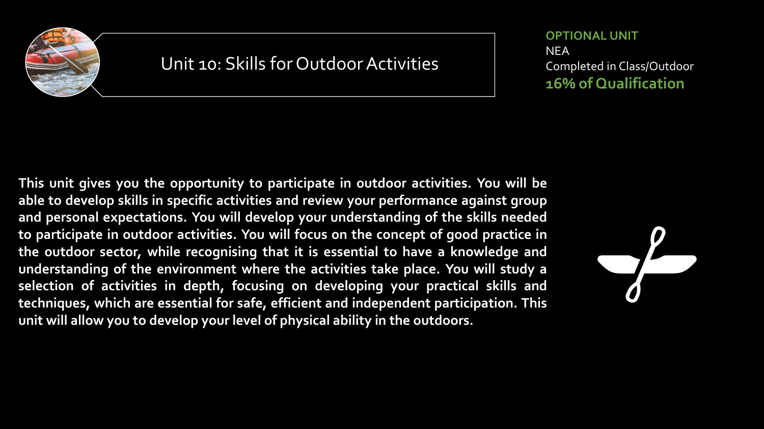# Unit 10: Skills for Outdoor Activities

**OPTIONAL UNIT**
NEA
Completed in Class/Outdoor
**16% of Qualification**

**This unit gives you the opportunity to participate in outdoor activities. You will be able to develop skills in specific activities and review your performance against group and personal expectations. You will develop your understanding of the skills needed to participate in outdoor activities. You will focus on the concept of good practice in the outdoor sector, while recognising that it is essential to have a knowledge and understanding of the environment where the activities take place. You will study a selection of activities in depth, focusing on developing your practical skills and techniques, which are essential for safe, efficient and independent participation. This unit will allow you to develop your level of physical ability in the outdoors.**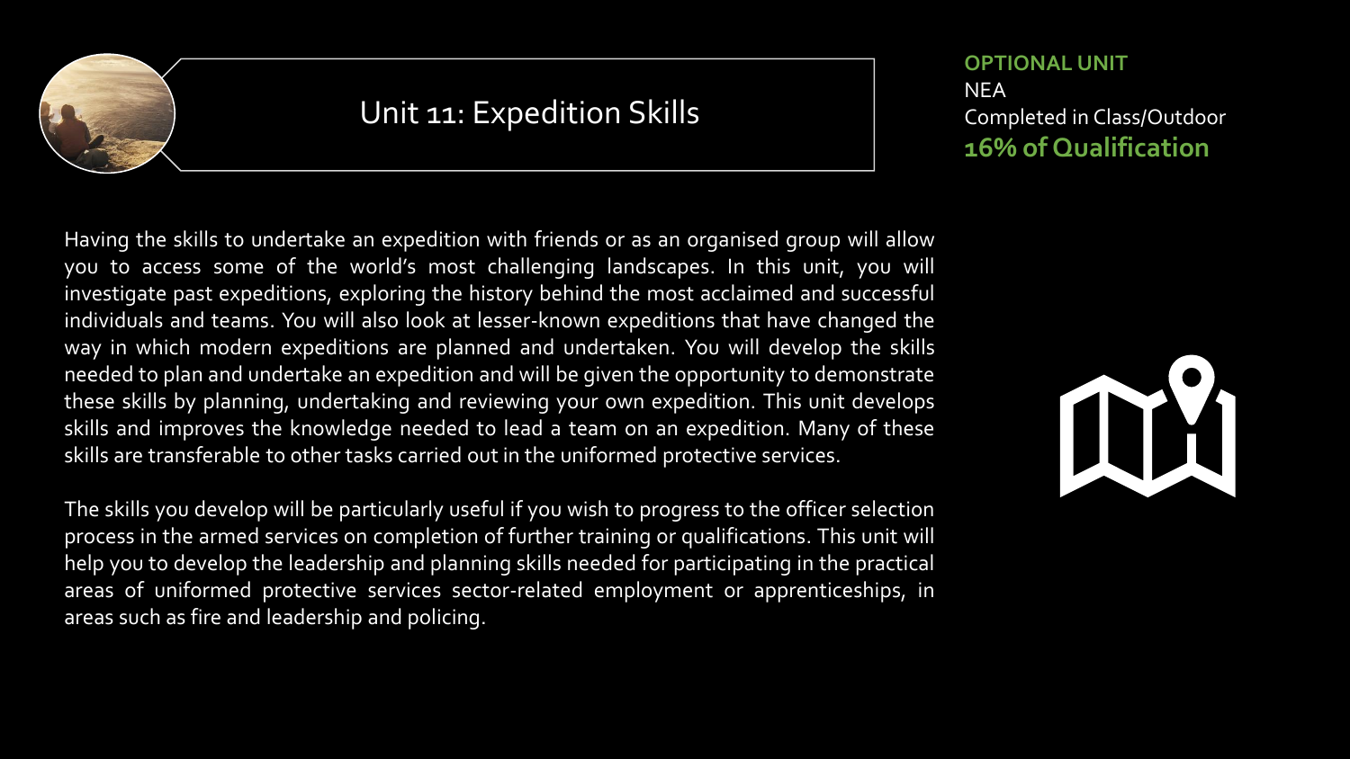# Unit 11: Expedition Skills

**OPTIONAL UNIT**
NEA
Completed in Class/Outdoor
**16% of Qualification**

Having the skills to undertake an expedition with friends or as an organised group will allow you to access some of the world's most challenging landscapes. In this unit, you will investigate past expeditions, exploring the history behind the most acclaimed and successful individuals and teams. You will also look at lesser-known expeditions that have changed the way in which modern expeditions are planned and undertaken. You will develop the skills needed to plan and undertake an expedition and will be given the opportunity to demonstrate these skills by planning, undertaking and reviewing your own expedition. This unit develops skills and improves the knowledge needed to lead a team on an expedition. Many of these skills are transferable to other tasks carried out in the uniformed protective services.

The skills you develop will be particularly useful if you wish to progress to the officer selection process in the armed services on completion of further training or qualifications. This unit will help you to develop the leadership and planning skills needed for participating in the practical areas of uniformed protective services sector-related employment or apprenticeships, in areas such as fire and leadership and policing.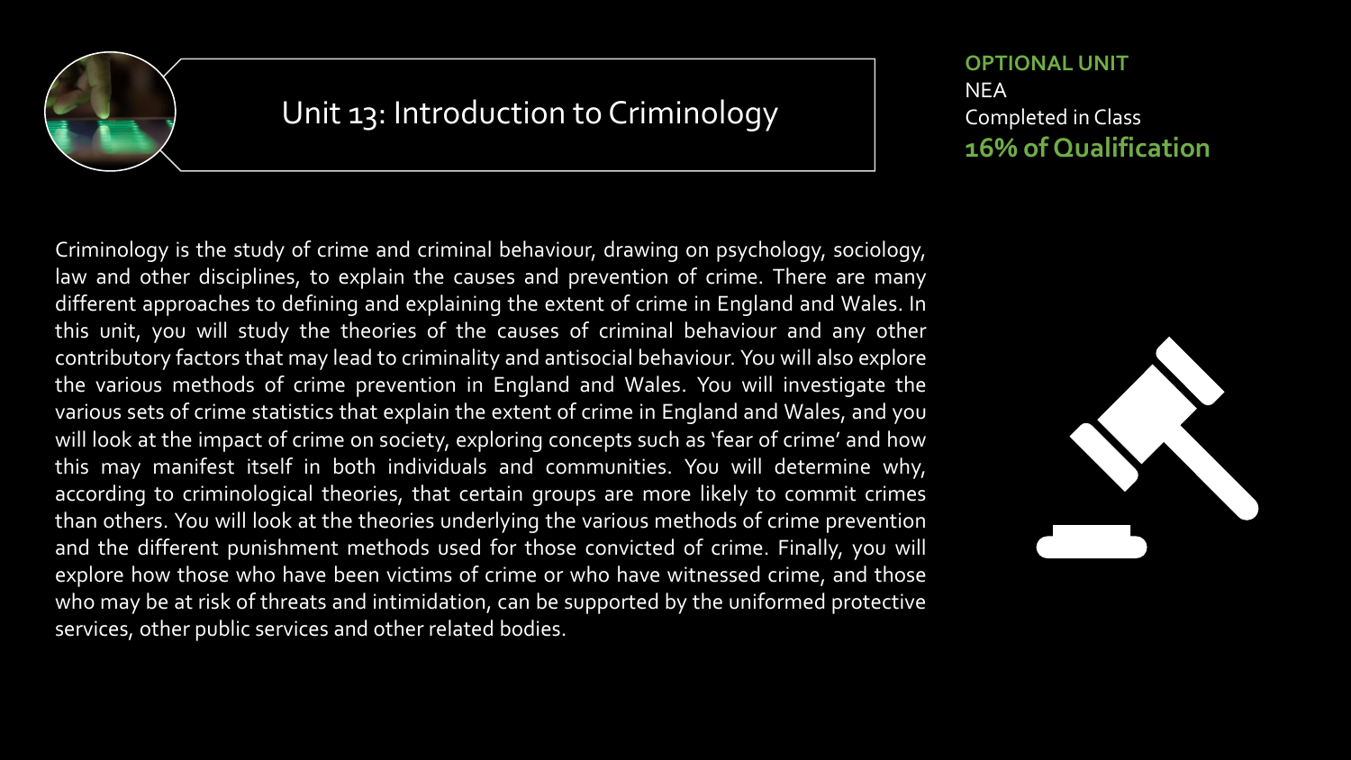# Unit 13: Introduction to Criminology

**OPTIONAL UNIT**
NEA
Completed in Class
**16% of Qualification**

Criminology is the study of crime and criminal behaviour, drawing on psychology, sociology, law and other disciplines, to explain the causes and prevention of crime. There are many different approaches to defining and explaining the extent of crime in England and Wales. In this unit, you will study the theories of the causes of criminal behaviour and any other contributory factors that may lead to criminality and antisocial behaviour. You will also explore the various methods of crime prevention in England and Wales. You will investigate the various sets of crime statistics that explain the extent of crime in England and Wales, and you will look at the impact of crime on society, exploring concepts such as 'fear of crime' and how this may manifest itself in both individuals and communities. You will determine why, according to criminological theories, that certain groups are more likely to commit crimes than others. You will look at the theories underlying the various methods of crime prevention and the different punishment methods used for those convicted of crime. Finally, you will explore how those who have been victims of crime or who have witnessed crime, and those who may be at risk of threats and intimidation, can be supported by the uniformed protective services, other public services and other related bodies.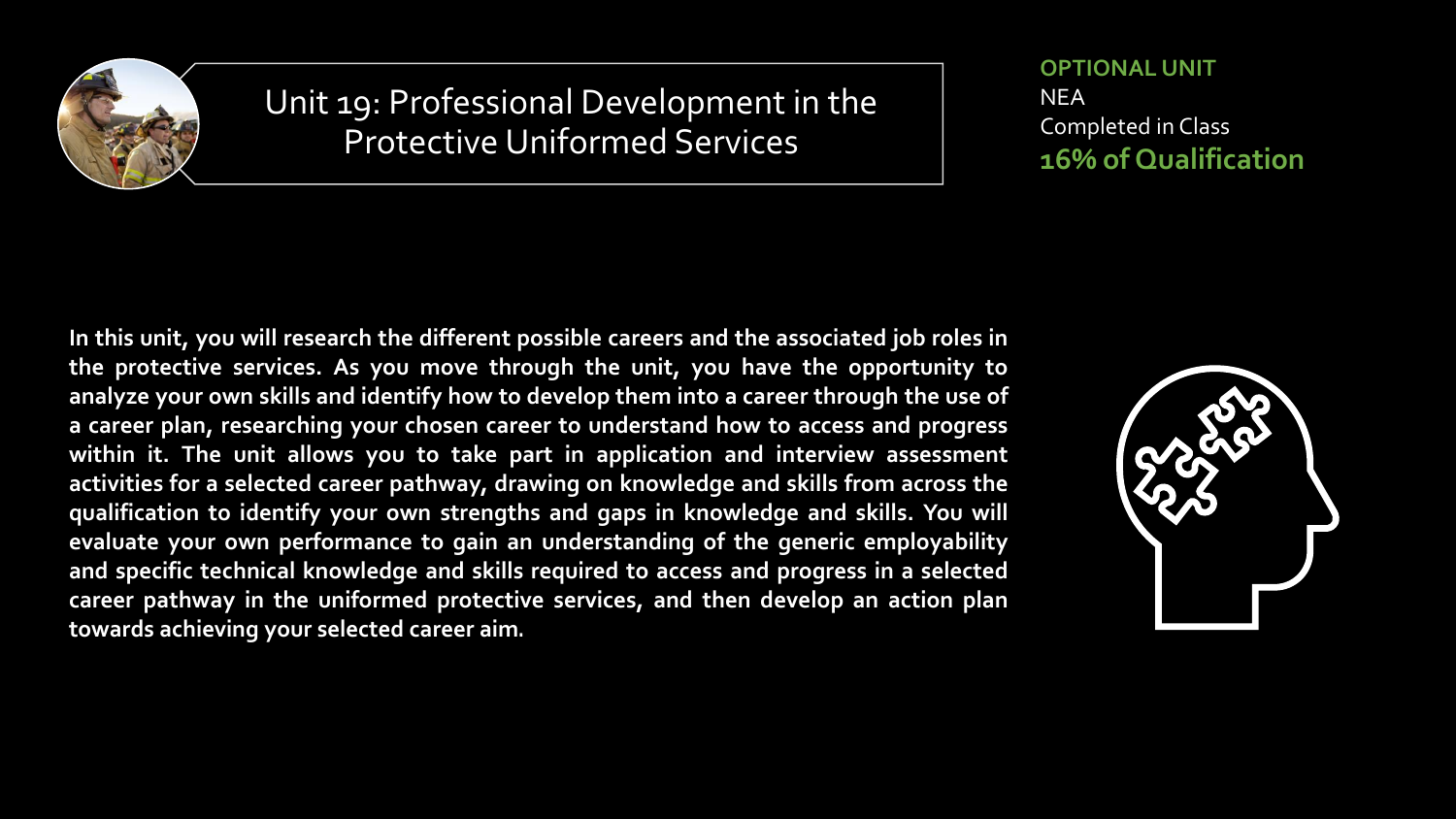# Unit 19: Professional Development in the Protective Uniformed Services

**OPTIONAL UNIT**

NEA

Completed in Class

**16% of Qualification**

**In this unit, you will research the different possible careers and the associated job roles in the protective services. As you move through the unit, you have the opportunity to analyze your own skills and identify how to develop them into a career through the use of a career plan, researching your chosen career to understand how to access and progress within it. The unit allows you to take part in application and interview assessment activities for a selected career pathway, drawing on knowledge and skills from across the qualification to identify your own strengths and gaps in knowledge and skills. You will evaluate your own performance to gain an understanding of the generic employability and specific technical knowledge and skills required to access and progress in a selected career pathway in the uniformed protective services, and then develop an action plan towards achieving your selected career aim.**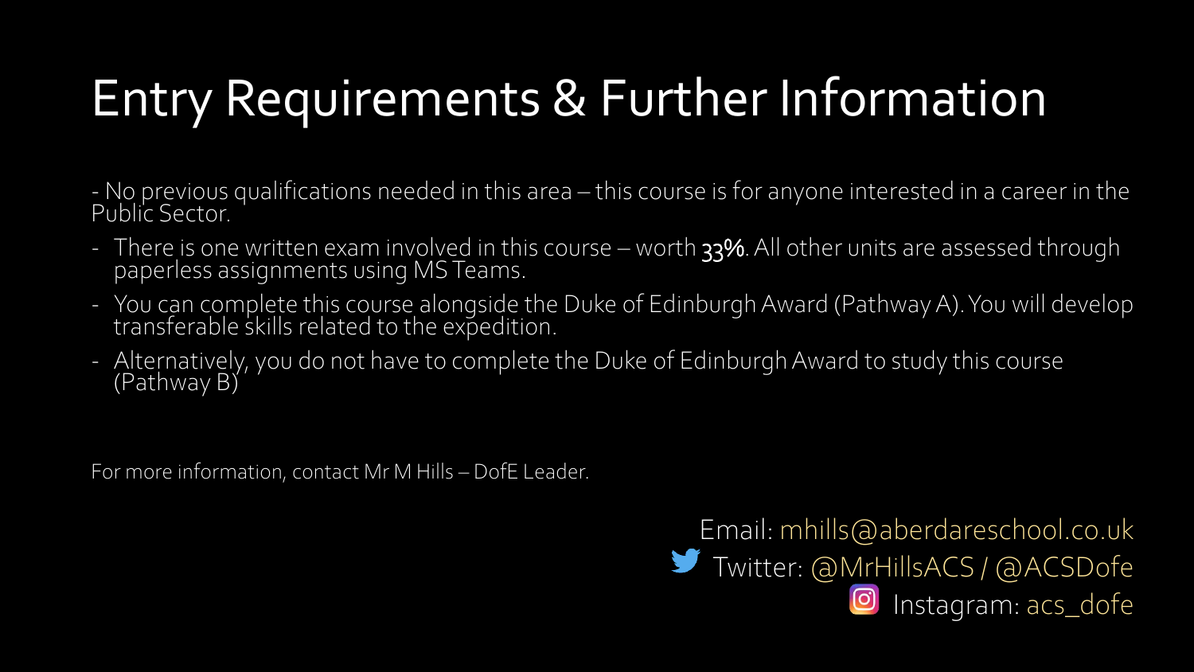# Entry Requirements & Further Information

- No previous qualifications needed in this area – this course is for anyone interested in a career in the Public Sector.
- There is one written exam involved in this course – worth **33%**. All other units are assessed through paperless assignments using MS Teams.
- You can complete this course alongside the Duke of Edinburgh Award (Pathway A). You will develop transferable skills related to the expedition.
- Alternatively, you do not have to complete the Duke of Edinburgh Award to study this course (Pathway B)

For more information, contact Mr M Hills – DofE Leader.

Email: mhills@aberdareschool.co.uk
Twitter: @MrHillsACS / @ACSDofe
Instagram: acs_dofe